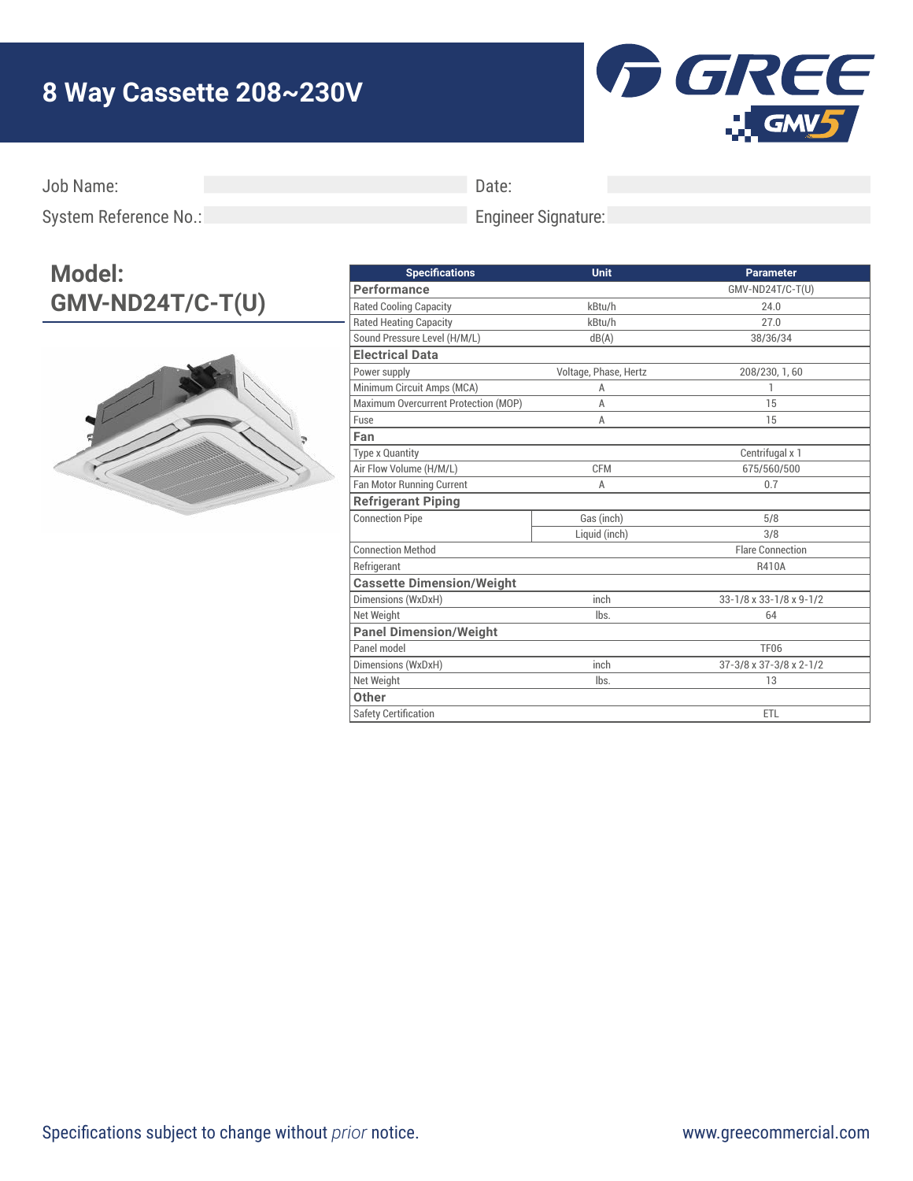# 8 Way Cassette 208~230V

GREE GMV5

Job Name:

System Reference No.:

Date:

Engineer Signature:

## Model: GMV-ND24T/C-T(U)

| Specifications | Unit | Parameter |
|---|---|---|
| **Performance** | | GMV-ND24T/C-T(U) |
| Rated Cooling Capacity | kBtu/h | 24.0 |
| Rated Heating Capacity | kBtu/h | 27.0 |
| Sound Pressure Level (H/M/L) | dB(A) | 38/36/34 |
| **Electrical Data** | | |
| Power supply | Voltage, Phase, Hertz | 208/230, 1, 60 |
| Minimum Circuit Amps (MCA) | A | 1 |
| Maximum Overcurrent Protection (MOP) | A | 15 |
| Fuse | A | 15 |
| **Fan** | | |
| Type x Quantity | | Centrifugal x 1 |
| Air Flow Volume (H/M/L) | CFM | 675/560/500 |
| Fan Motor Running Current | A | 0.7 |
| **Refrigerant Piping** | | |
| Connection Pipe | Gas (inch) | 5/8 |
| | Liquid (inch) | 3/8 |
| Connection Method | | Flare Connection |
| Refrigerant | | R410A |
| **Cassette Dimension/Weight** | | |
| Dimensions (WxDxH) | inch | 33-1/8 x 33-1/8 x 9-1/2 |
| Net Weight | lbs. | 64 |
| **Panel Dimension/Weight** | | |
| Panel model | | TF06 |
| Dimensions (WxDxH) | inch | 37-3/8 x 37-3/8 x 2-1/2 |
| Net Weight | lbs. | 13 |
| **Other** | | |
| Safety Certification | | ETL |

Specifications subject to change without *prior* notice.

www.greecommercial.com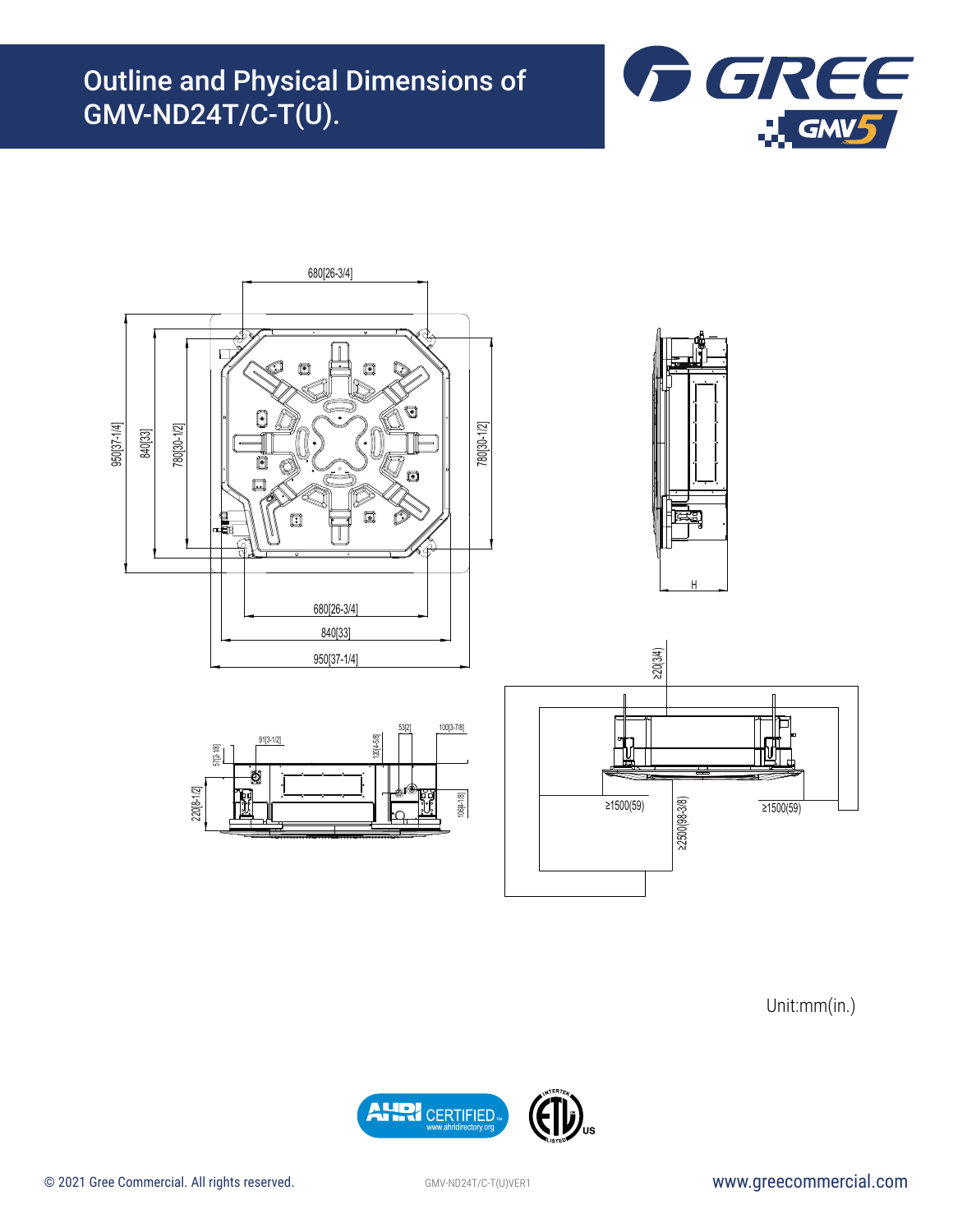# Outline and Physical Dimensions of GMV-ND24T/C-T(U).

680[26-3/4]

950[37-1/4]

840[33]

780[30-1/2]

780[30-1/2]

680[26-3/4]

840[33]

950[37-1/4]

H

≥20(3/4)

57[2-1/8]

91[3-1/2]

120[4-5/8]

53[2]

100[3-7/8]

220[8-1/2]

106[4-1/8]

≥1500(59)

≥1500(59)

≥2500(98-3/8)

Unit:mm(in.)

© 2021 Gree Commercial. All rights reserved.

GMV-ND24T/C-T(U)VER1

www.greecommercial.com